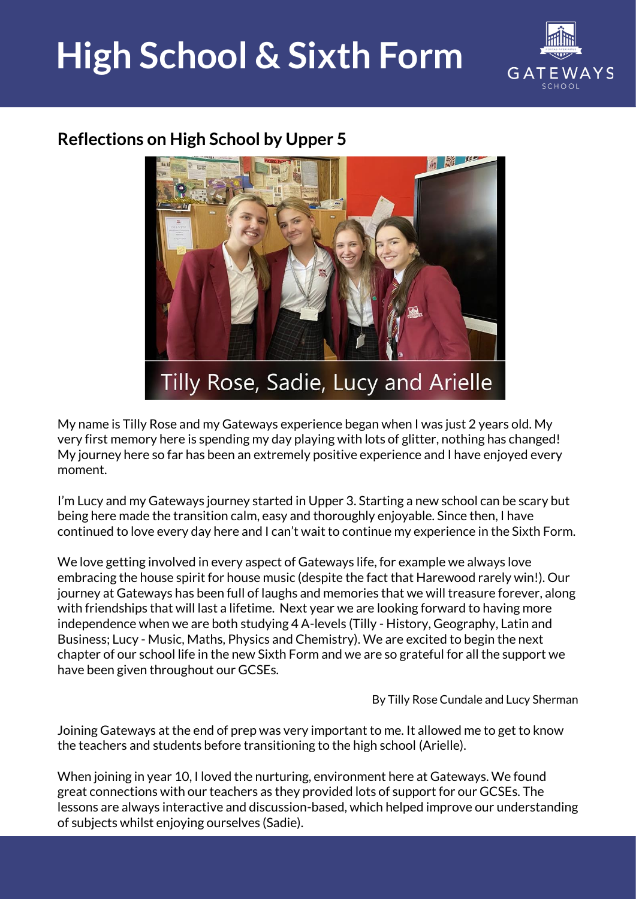# High School & Sixth Form

## Reflections on High School by Upper 5

Tilly Rose, Sadie, Lucy and Arielle

My name is Tilly Rose and my Gateways experience began when I was just 2 years old. My very first memory here is spending my day playing with lots of glitter, nothing has changed! My journey here so far has been an extremely positive experience and I have enjoyed every moment.

I'm Lucy and my Gateways journey started in Upper 3. Starting a new school can be scary but being here made the transition calm, easy and thoroughly enjoyable. Since then, I have continued to love every day here and I can't wait to continue my experience in the Sixth Form.

We love getting involved in every aspect of Gateways life, for example we always love embracing the house spirit for house music (despite the fact that Harewood rarely win!). Our journey at Gateways has been full of laughs and memories that we will treasure forever, along with friendships that will last a lifetime. Next year we are looking forward to having more independence when we are both studying 4 A-levels (Tilly - History, Geography, Latin and Business; Lucy - Music, Maths, Physics and Chemistry). We are excited to begin the next chapter of our school life in the new Sixth Form and we are so grateful for all the support we have been given throughout our GCSEs.

By Tilly Rose Cundale and Lucy Sherman

Joining Gateways at the end of prep was very important to me. It allowed me to get to know the teachers and students before transitioning to the high school (Arielle).

When joining in year 10, I loved the nurturing, environment here at Gateways. We found great connections with our teachers as they provided lots of support for our GCSEs. The lessons are always interactive and discussion-based, which helped improve our understanding of subjects whilst enjoying ourselves (Sadie).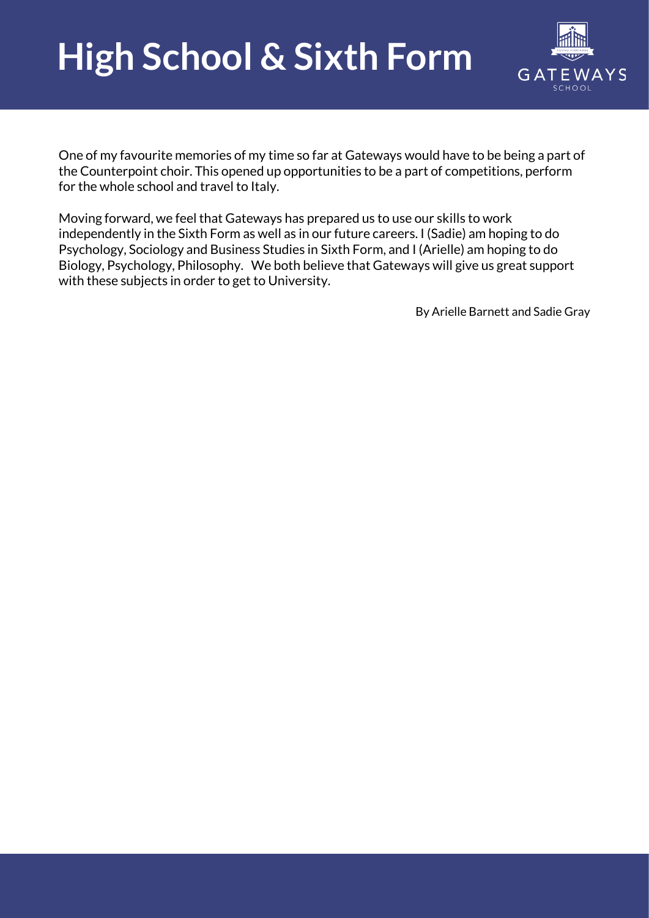# High School & Sixth Form

One of my favourite memories of my time so far at Gateways would have to be being a part of the Counterpoint choir. This opened up opportunities to be a part of competitions, perform for the whole school and travel to Italy.

Moving forward, we feel that Gateways has prepared us to use our skills to work independently in the Sixth Form as well as in our future careers. I (Sadie) am hoping to do Psychology, Sociology and Business Studies in Sixth Form, and I (Arielle) am hoping to do Biology, Psychology, Philosophy. We both believe that Gateways will give us great support with these subjects in order to get to University.

By Arielle Barnett and Sadie Gray